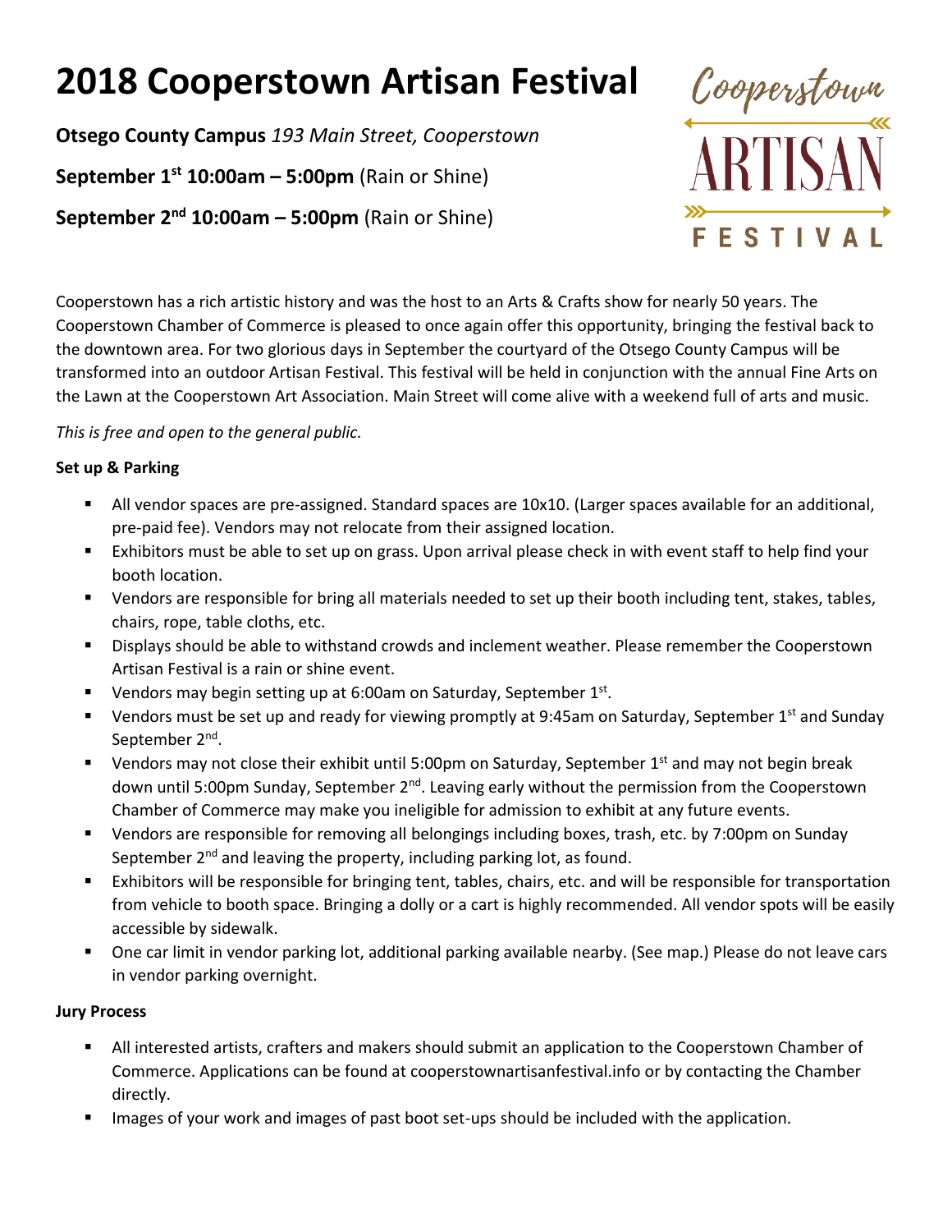# 2018 Cooperstown Artisan Festival

**Otsego County Campus** *193 Main Street, Cooperstown*

**September 1st 10:00am – 5:00pm** (Rain or Shine)

**September 2nd 10:00am – 5:00pm** (Rain or Shine)

Cooperstown
ARTISAN
FESTIVAL

Cooperstown has a rich artistic history and was the host to an Arts & Crafts show for nearly 50 years. The Cooperstown Chamber of Commerce is pleased to once again offer this opportunity, bringing the festival back to the downtown area. For two glorious days in September the courtyard of the Otsego County Campus will be transformed into an outdoor Artisan Festival. This festival will be held in conjunction with the annual Fine Arts on the Lawn at the Cooperstown Art Association. Main Street will come alive with a weekend full of arts and music.

*This is free and open to the general public.*

**Set up & Parking**

- All vendor spaces are pre-assigned. Standard spaces are 10x10. (Larger spaces available for an additional, pre-paid fee). Vendors may not relocate from their assigned location.
- Exhibitors must be able to set up on grass. Upon arrival please check in with event staff to help find your booth location.
- Vendors are responsible for bring all materials needed to set up their booth including tent, stakes, tables, chairs, rope, table cloths, etc.
- Displays should be able to withstand crowds and inclement weather. Please remember the Cooperstown Artisan Festival is a rain or shine event.
- Vendors may begin setting up at 6:00am on Saturday, September 1st.
- Vendors must be set up and ready for viewing promptly at 9:45am on Saturday, September 1st and Sunday September 2nd.
- Vendors may not close their exhibit until 5:00pm on Saturday, September 1st and may not begin break down until 5:00pm Sunday, September 2nd. Leaving early without the permission from the Cooperstown Chamber of Commerce may make you ineligible for admission to exhibit at any future events.
- Vendors are responsible for removing all belongings including boxes, trash, etc. by 7:00pm on Sunday September 2nd and leaving the property, including parking lot, as found.
- Exhibitors will be responsible for bringing tent, tables, chairs, etc. and will be responsible for transportation from vehicle to booth space. Bringing a dolly or a cart is highly recommended. All vendor spots will be easily accessible by sidewalk.
- One car limit in vendor parking lot, additional parking available nearby. (See map.) Please do not leave cars in vendor parking overnight.

**Jury Process**

- All interested artists, crafters and makers should submit an application to the Cooperstown Chamber of Commerce. Applications can be found at cooperstownartisanfestival.info or by contacting the Chamber directly.
- Images of your work and images of past boot set-ups should be included with the application.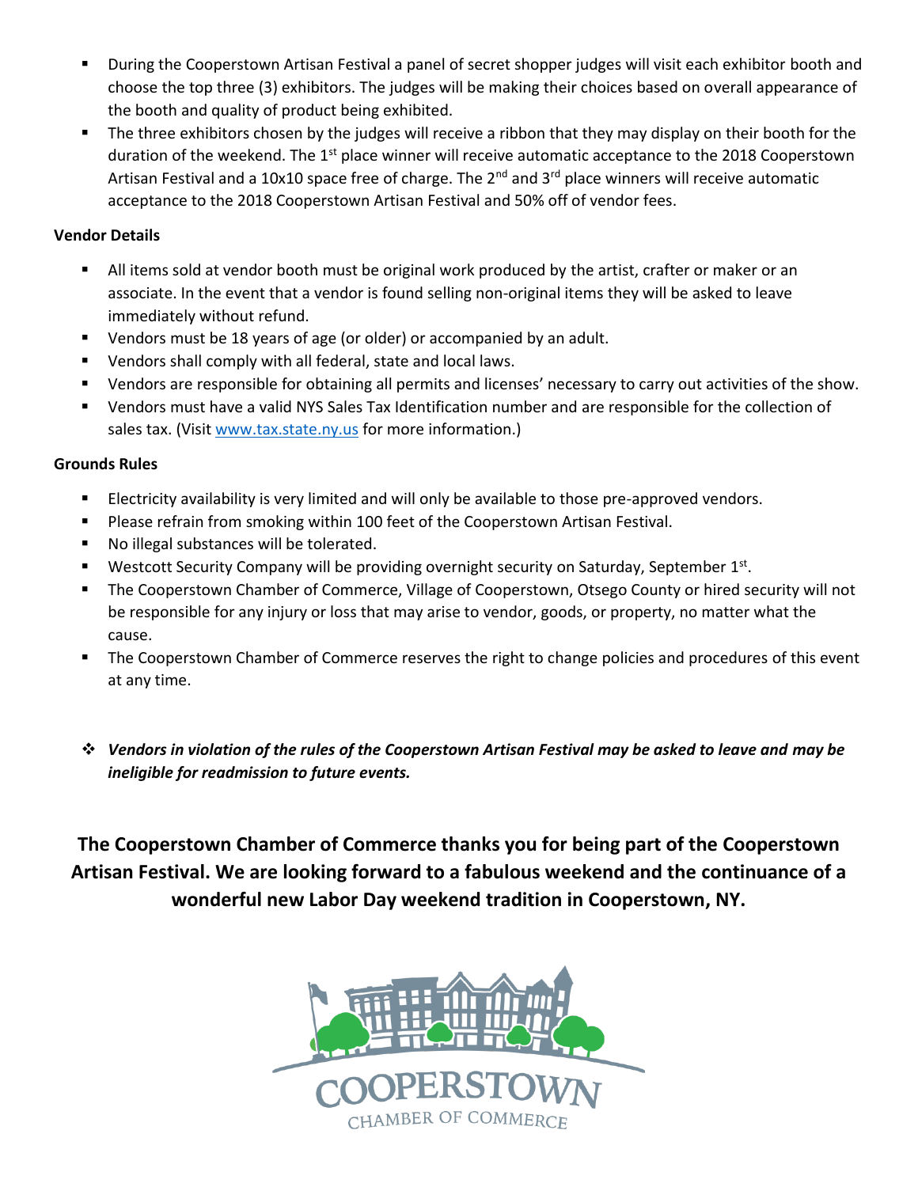- During the Cooperstown Artisan Festival a panel of secret shopper judges will visit each exhibitor booth and choose the top three (3) exhibitors. The judges will be making their choices based on overall appearance of the booth and quality of product being exhibited.
- The three exhibitors chosen by the judges will receive a ribbon that they may display on their booth for the duration of the weekend. The 1st place winner will receive automatic acceptance to the 2018 Cooperstown Artisan Festival and a 10x10 space free of charge. The 2nd and 3rd place winners will receive automatic acceptance to the 2018 Cooperstown Artisan Festival and 50% off of vendor fees.

**Vendor Details**

- All items sold at vendor booth must be original work produced by the artist, crafter or maker or an associate. In the event that a vendor is found selling non-original items they will be asked to leave immediately without refund.
- Vendors must be 18 years of age (or older) or accompanied by an adult.
- Vendors shall comply with all federal, state and local laws.
- Vendors are responsible for obtaining all permits and licenses' necessary to carry out activities of the show.
- Vendors must have a valid NYS Sales Tax Identification number and are responsible for the collection of sales tax. (Visit www.tax.state.ny.us for more information.)

**Grounds Rules**

- Electricity availability is very limited and will only be available to those pre-approved vendors.
- Please refrain from smoking within 100 feet of the Cooperstown Artisan Festival.
- No illegal substances will be tolerated.
- Westcott Security Company will be providing overnight security on Saturday, September 1st.
- The Cooperstown Chamber of Commerce, Village of Cooperstown, Otsego County or hired security will not be responsible for any injury or loss that may arise to vendor, goods, or property, no matter what the cause.
- The Cooperstown Chamber of Commerce reserves the right to change policies and procedures of this event at any time.

- ***Vendors in violation of the rules of the Cooperstown Artisan Festival may be asked to leave and may be ineligible for readmission to future events.***

**The Cooperstown Chamber of Commerce thanks you for being part of the Cooperstown Artisan Festival. We are looking forward to a fabulous weekend and the continuance of a wonderful new Labor Day weekend tradition in Cooperstown, NY.**

COOPERSTOWN
CHAMBER OF COMMERCE